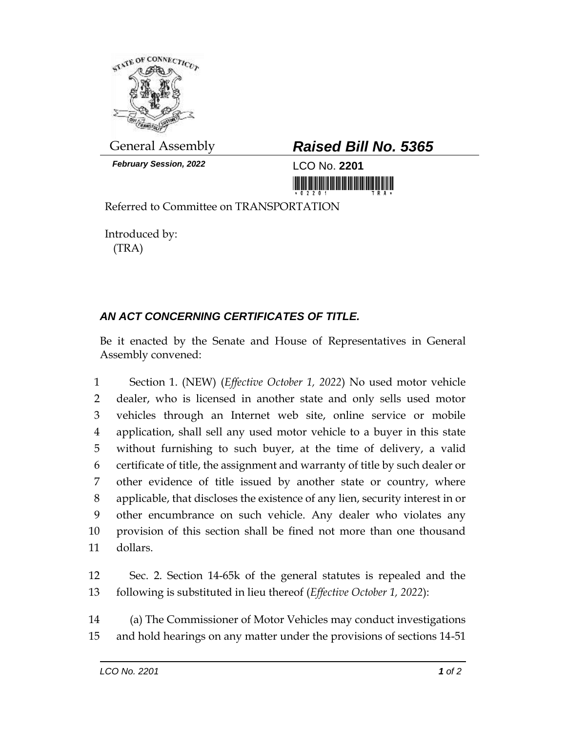General Assembly

***February Session, 2022***

# ***Raised Bill No. 5365***

LCO No. **2201**

Referred to Committee on TRANSPORTATION

Introduced by:
(TRA)

## ***AN ACT CONCERNING CERTIFICATES OF TITLE.***

Be it enacted by the Senate and House of Representatives in General Assembly convened:

1 Section 1. (NEW) (*Effective October 1, 2022*) No used motor vehicle
2 dealer, who is licensed in another state and only sells used motor
3 vehicles through an Internet web site, online service or mobile
4 application, shall sell any used motor vehicle to a buyer in this state
5 without furnishing to such buyer, at the time of delivery, a valid
6 certificate of title, the assignment and warranty of title by such dealer or
7 other evidence of title issued by another state or country, where
8 applicable, that discloses the existence of any lien, security interest in or
9 other encumbrance on such vehicle. Any dealer who violates any
10 provision of this section shall be fined not more than one thousand
11 dollars.

12 Sec. 2. Section 14-65k of the general statutes is repealed and the
13 following is substituted in lieu thereof (*Effective October 1, 2022*):

14 (a) The Commissioner of Motor Vehicles may conduct investigations
15 and hold hearings on any matter under the provisions of sections 14-51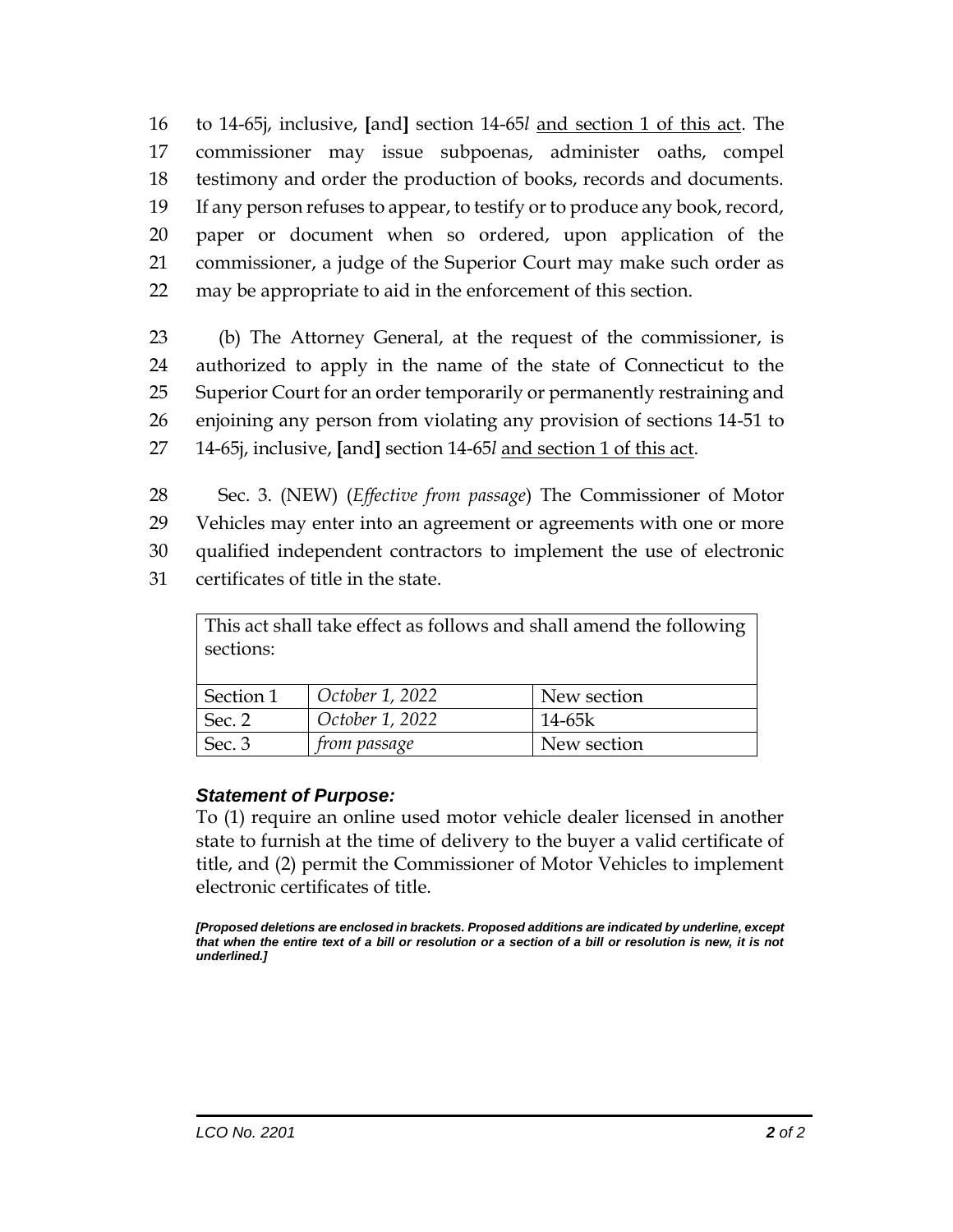16 to 14-65j, inclusive, [and] section 14-65*l* <u>and section 1 of this act</u>. The
17 commissioner may issue subpoenas, administer oaths, compel
18 testimony and order the production of books, records and documents.
19 If any person refuses to appear, to testify or to produce any book, record,
20 paper or document when so ordered, upon application of the
21 commissioner, a judge of the Superior Court may make such order as
22 may be appropriate to aid in the enforcement of this section.

23 (b) The Attorney General, at the request of the commissioner, is
24 authorized to apply in the name of the state of Connecticut to the
25 Superior Court for an order temporarily or permanently restraining and
26 enjoining any person from violating any provision of sections 14-51 to
27 14-65j, inclusive, [and] section 14-65*l* <u>and section 1 of this act</u>.

28 Sec. 3. (NEW) (*Effective from passage*) The Commissioner of Motor
29 Vehicles may enter into an agreement or agreements with one or more
30 qualified independent contractors to implement the use of electronic
31 certificates of title in the state.

This act shall take effect as follows and shall amend the following sections:

| | | |
|---|---|---|
| Section 1 | *October 1, 2022* | New section |
| Sec. 2 | *October 1, 2022* | 14-65k |
| Sec. 3 | *from passage* | New section |

### *Statement of Purpose:*

To (1) require an online used motor vehicle dealer licensed in another state to furnish at the time of delivery to the buyer a valid certificate of title, and (2) permit the Commissioner of Motor Vehicles to implement electronic certificates of title.

***[Proposed deletions are enclosed in brackets. Proposed additions are indicated by underline, except that when the entire text of a bill or resolution or a section of a bill or resolution is new, it is not underlined.]***